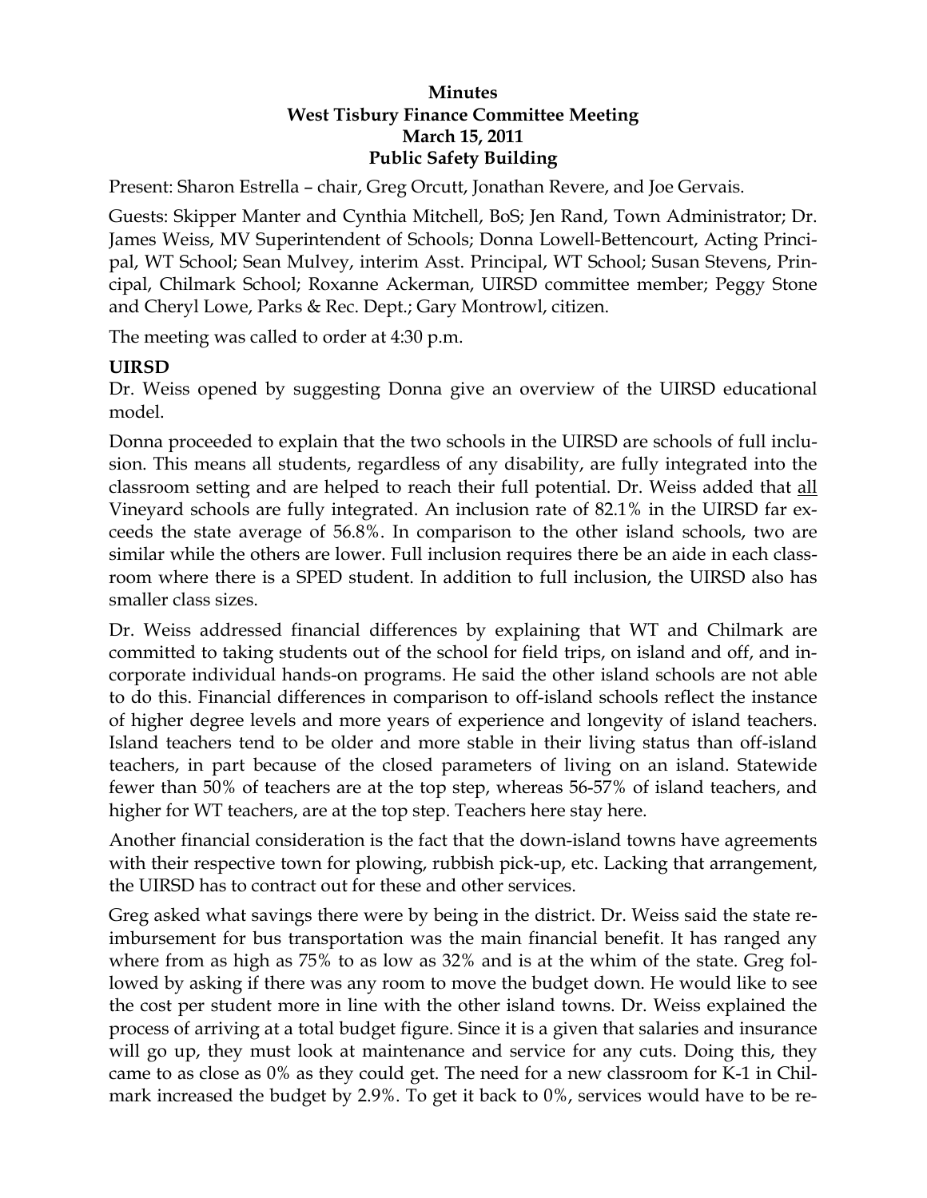**Minutes**
**West Tisbury Finance Committee Meeting**
**March 15, 2011**
**Public Safety Building**

Present: Sharon Estrella – chair, Greg Orcutt, Jonathan Revere, and Joe Gervais.

Guests: Skipper Manter and Cynthia Mitchell, BoS; Jen Rand, Town Administrator; Dr. James Weiss, MV Superintendent of Schools; Donna Lowell-Bettencourt, Acting Principal, WT School; Sean Mulvey, interim Asst. Principal, WT School; Susan Stevens, Principal, Chilmark School; Roxanne Ackerman, UIRSD committee member; Peggy Stone and Cheryl Lowe, Parks & Rec. Dept.; Gary Montrowl, citizen.

The meeting was called to order at 4:30 p.m.

**UIRSD**

Dr. Weiss opened by suggesting Donna give an overview of the UIRSD educational model.

Donna proceeded to explain that the two schools in the UIRSD are schools of full inclusion. This means all students, regardless of any disability, are fully integrated into the classroom setting and are helped to reach their full potential. Dr. Weiss added that <u>all</u> Vineyard schools are fully integrated. An inclusion rate of 82.1% in the UIRSD far exceeds the state average of 56.8%. In comparison to the other island schools, two are similar while the others are lower. Full inclusion requires there be an aide in each classroom where there is a SPED student. In addition to full inclusion, the UIRSD also has smaller class sizes.

Dr. Weiss addressed financial differences by explaining that WT and Chilmark are committed to taking students out of the school for field trips, on island and off, and incorporate individual hands-on programs. He said the other island schools are not able to do this. Financial differences in comparison to off-island schools reflect the instance of higher degree levels and more years of experience and longevity of island teachers. Island teachers tend to be older and more stable in their living status than off-island teachers, in part because of the closed parameters of living on an island. Statewide fewer than 50% of teachers are at the top step, whereas 56-57% of island teachers, and higher for WT teachers, are at the top step. Teachers here stay here.

Another financial consideration is the fact that the down-island towns have agreements with their respective town for plowing, rubbish pick-up, etc. Lacking that arrangement, the UIRSD has to contract out for these and other services.

Greg asked what savings there were by being in the district. Dr. Weiss said the state reimbursement for bus transportation was the main financial benefit. It has ranged any where from as high as 75% to as low as 32% and is at the whim of the state. Greg followed by asking if there was any room to move the budget down. He would like to see the cost per student more in line with the other island towns. Dr. Weiss explained the process of arriving at a total budget figure. Since it is a given that salaries and insurance will go up, they must look at maintenance and service for any cuts. Doing this, they came to as close as 0% as they could get. The need for a new classroom for K-1 in Chilmark increased the budget by 2.9%. To get it back to 0%, services would have to be re-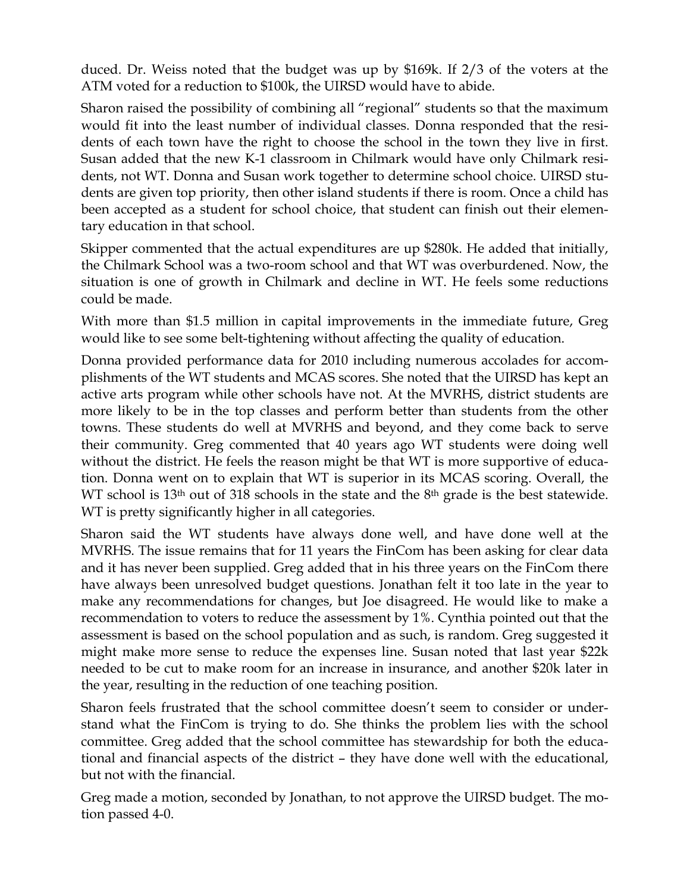duced. Dr. Weiss noted that the budget was up by $169k. If 2/3 of the voters at the ATM voted for a reduction to $100k, the UIRSD would have to abide.

Sharon raised the possibility of combining all "regional" students so that the maximum would fit into the least number of individual classes. Donna responded that the residents of each town have the right to choose the school in the town they live in first. Susan added that the new K-1 classroom in Chilmark would have only Chilmark residents, not WT. Donna and Susan work together to determine school choice. UIRSD students are given top priority, then other island students if there is room. Once a child has been accepted as a student for school choice, that student can finish out their elementary education in that school.

Skipper commented that the actual expenditures are up $280k. He added that initially, the Chilmark School was a two-room school and that WT was overburdened. Now, the situation is one of growth in Chilmark and decline in WT. He feels some reductions could be made.

With more than $1.5 million in capital improvements in the immediate future, Greg would like to see some belt-tightening without affecting the quality of education.

Donna provided performance data for 2010 including numerous accolades for accomplishments of the WT students and MCAS scores. She noted that the UIRSD has kept an active arts program while other schools have not. At the MVRHS, district students are more likely to be in the top classes and perform better than students from the other towns. These students do well at MVRHS and beyond, and they come back to serve their community. Greg commented that 40 years ago WT students were doing well without the district. He feels the reason might be that WT is more supportive of education. Donna went on to explain that WT is superior in its MCAS scoring. Overall, the WT school is 13th out of 318 schools in the state and the 8th grade is the best statewide. WT is pretty significantly higher in all categories.

Sharon said the WT students have always done well, and have done well at the MVRHS. The issue remains that for 11 years the FinCom has been asking for clear data and it has never been supplied. Greg added that in his three years on the FinCom there have always been unresolved budget questions. Jonathan felt it too late in the year to make any recommendations for changes, but Joe disagreed. He would like to make a recommendation to voters to reduce the assessment by 1%. Cynthia pointed out that the assessment is based on the school population and as such, is random. Greg suggested it might make more sense to reduce the expenses line. Susan noted that last year $22k needed to be cut to make room for an increase in insurance, and another $20k later in the year, resulting in the reduction of one teaching position.

Sharon feels frustrated that the school committee doesn't seem to consider or understand what the FinCom is trying to do. She thinks the problem lies with the school committee. Greg added that the school committee has stewardship for both the educational and financial aspects of the district – they have done well with the educational, but not with the financial.

Greg made a motion, seconded by Jonathan, to not approve the UIRSD budget. The motion passed 4-0.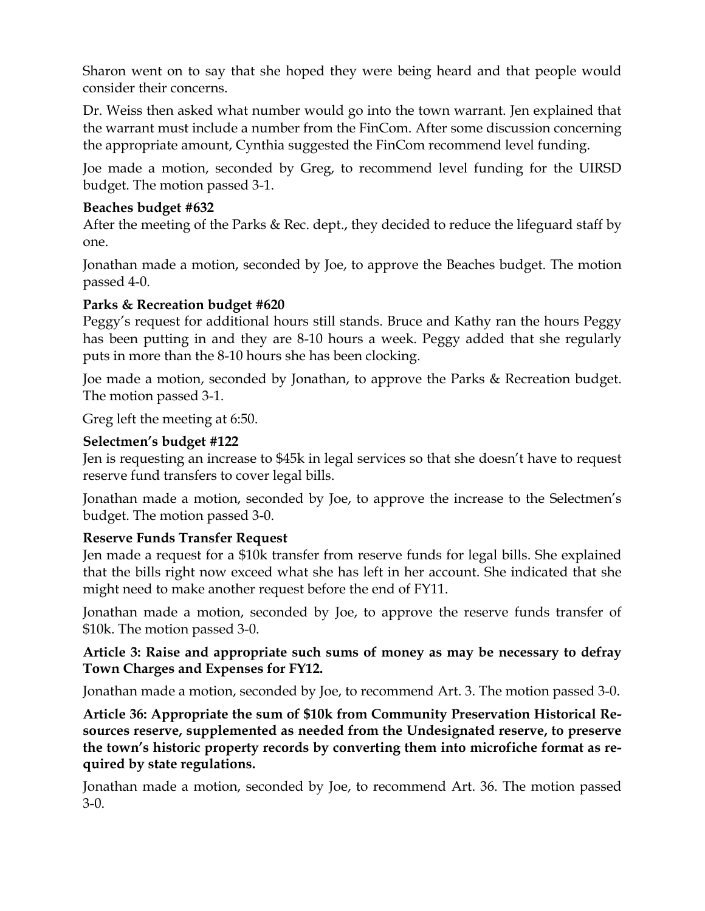Sharon went on to say that she hoped they were being heard and that people would consider their concerns.

Dr. Weiss then asked what number would go into the town warrant. Jen explained that the warrant must include a number from the FinCom. After some discussion concerning the appropriate amount, Cynthia suggested the FinCom recommend level funding.

Joe made a motion, seconded by Greg, to recommend level funding for the UIRSD budget. The motion passed 3-1.

**Beaches budget #632**

After the meeting of the Parks & Rec. dept., they decided to reduce the lifeguard staff by one.

Jonathan made a motion, seconded by Joe, to approve the Beaches budget. The motion passed 4-0.

**Parks & Recreation budget #620**

Peggy's request for additional hours still stands. Bruce and Kathy ran the hours Peggy has been putting in and they are 8-10 hours a week. Peggy added that she regularly puts in more than the 8-10 hours she has been clocking.

Joe made a motion, seconded by Jonathan, to approve the Parks & Recreation budget. The motion passed 3-1.

Greg left the meeting at 6:50.

**Selectmen's budget #122**

Jen is requesting an increase to $45k in legal services so that she doesn't have to request reserve fund transfers to cover legal bills.

Jonathan made a motion, seconded by Joe, to approve the increase to the Selectmen's budget. The motion passed 3-0.

**Reserve Funds Transfer Request**

Jen made a request for a $10k transfer from reserve funds for legal bills. She explained that the bills right now exceed what she has left in her account. She indicated that she might need to make another request before the end of FY11.

Jonathan made a motion, seconded by Joe, to approve the reserve funds transfer of $10k. The motion passed 3-0.

**Article 3: Raise and appropriate such sums of money as may be necessary to defray Town Charges and Expenses for FY12.**

Jonathan made a motion, seconded by Joe, to recommend Art. 3. The motion passed 3-0.

**Article 36: Appropriate the sum of $10k from Community Preservation Historical Resources reserve, supplemented as needed from the Undesignated reserve, to preserve the town's historic property records by converting them into microfiche format as required by state regulations.**

Jonathan made a motion, seconded by Joe, to recommend Art. 36. The motion passed 3-0.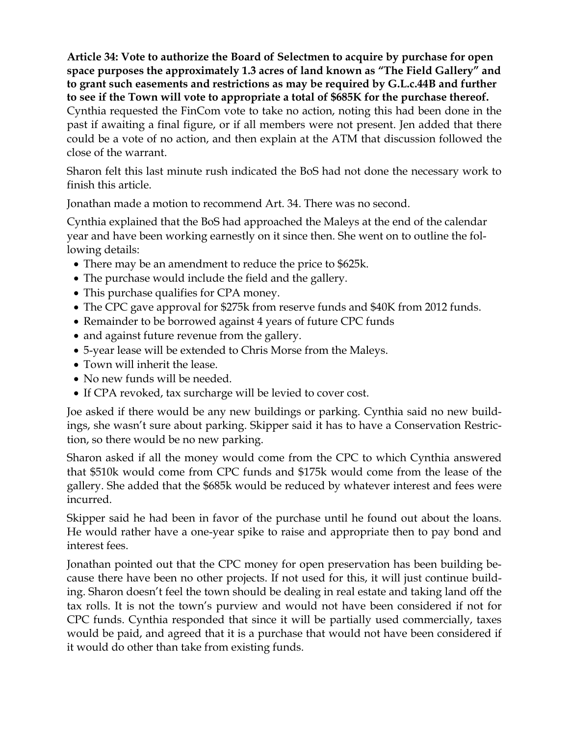**Article 34: Vote to authorize the Board of Selectmen to acquire by purchase for open space purposes the approximately 1.3 acres of land known as "The Field Gallery" and to grant such easements and restrictions as may be required by G.L.c.44B and further to see if the Town will vote to appropriate a total of $685K for the purchase thereof.** Cynthia requested the FinCom vote to take no action, noting this had been done in the past if awaiting a final figure, or if all members were not present. Jen added that there could be a vote of no action, and then explain at the ATM that discussion followed the close of the warrant.

Sharon felt this last minute rush indicated the BoS had not done the necessary work to finish this article.

Jonathan made a motion to recommend Art. 34. There was no second.

Cynthia explained that the BoS had approached the Maleys at the end of the calendar year and have been working earnestly on it since then. She went on to outline the following details:

- There may be an amendment to reduce the price to $625k.
- The purchase would include the field and the gallery.
- This purchase qualifies for CPA money.
- The CPC gave approval for $275k from reserve funds and $40K from 2012 funds.
- Remainder to be borrowed against 4 years of future CPC funds
- and against future revenue from the gallery.
- 5-year lease will be extended to Chris Morse from the Maleys.
- Town will inherit the lease.
- No new funds will be needed.
- If CPA revoked, tax surcharge will be levied to cover cost.

Joe asked if there would be any new buildings or parking. Cynthia said no new buildings, she wasn't sure about parking. Skipper said it has to have a Conservation Restriction, so there would be no new parking.

Sharon asked if all the money would come from the CPC to which Cynthia answered that $510k would come from CPC funds and $175k would come from the lease of the gallery. She added that the $685k would be reduced by whatever interest and fees were incurred.

Skipper said he had been in favor of the purchase until he found out about the loans. He would rather have a one-year spike to raise and appropriate then to pay bond and interest fees.

Jonathan pointed out that the CPC money for open preservation has been building because there have been no other projects. If not used for this, it will just continue building. Sharon doesn't feel the town should be dealing in real estate and taking land off the tax rolls. It is not the town's purview and would not have been considered if not for CPC funds. Cynthia responded that since it will be partially used commercially, taxes would be paid, and agreed that it is a purchase that would not have been considered if it would do other than take from existing funds.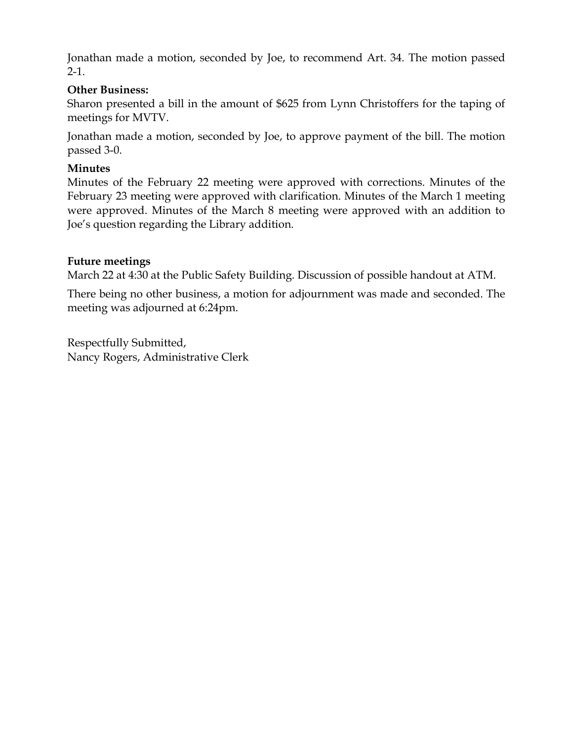Jonathan made a motion, seconded by Joe, to recommend Art. 34. The motion passed 2-1.

**Other Business:**

Sharon presented a bill in the amount of $625 from Lynn Christoffers for the taping of meetings for MVTV.

Jonathan made a motion, seconded by Joe, to approve payment of the bill. The motion passed 3-0.

**Minutes**

Minutes of the February 22 meeting were approved with corrections. Minutes of the February 23 meeting were approved with clarification. Minutes of the March 1 meeting were approved. Minutes of the March 8 meeting were approved with an addition to Joe's question regarding the Library addition.

**Future meetings**

March 22 at 4:30 at the Public Safety Building. Discussion of possible handout at ATM.

There being no other business, a motion for adjournment was made and seconded. The meeting was adjourned at 6:24pm.

Respectfully Submitted,
Nancy Rogers, Administrative Clerk